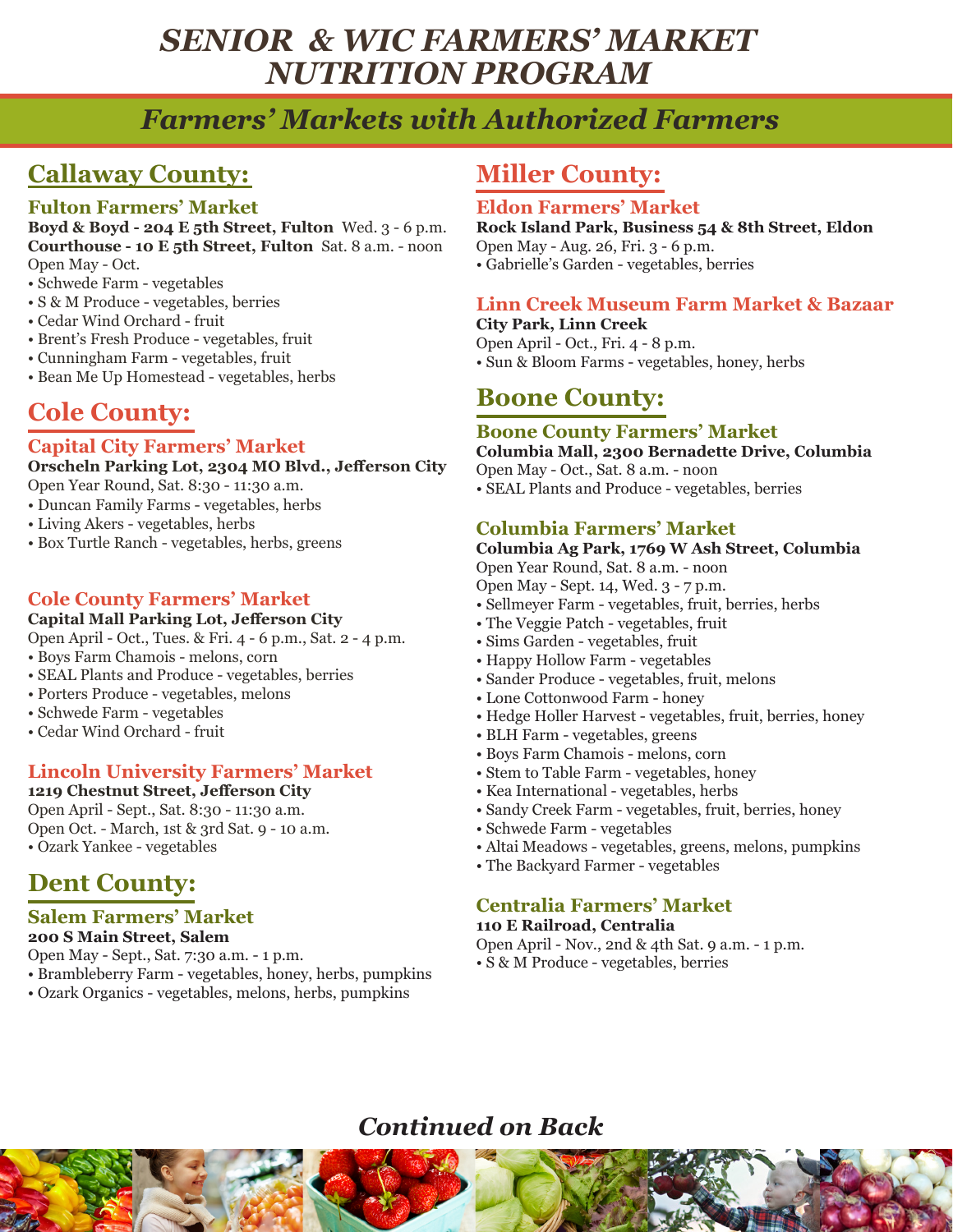# SENIOR & WIC FARMERS' MARKET NUTRITION PROGRAM

## *Farmers' Markets with Authorized Farmers*

## Callaway County:

### Fulton Farmers' Market

**Boyd & Boyd - 204 E 5th Street, Fulton** Wed. 3 - 6 p.m.
**Courthouse - 10 E 5th Street, Fulton** Sat. 8 a.m. - noon
Open May - Oct.

- Schwede Farm - vegetables
- S & M Produce - vegetables, berries
- Cedar Wind Orchard - fruit
- Brent's Fresh Produce - vegetables, fruit
- Cunningham Farm - vegetables, fruit
- Bean Me Up Homestead - vegetables, herbs

## Cole County:

### Capital City Farmers' Market

**Orscheln Parking Lot, 2304 MO Blvd., Jefferson City**
Open Year Round, Sat. 8:30 - 11:30 a.m.

- Duncan Family Farms - vegetables, herbs
- Living Akers - vegetables, herbs
- Box Turtle Ranch - vegetables, herbs, greens

### Cole County Farmers' Market

**Capital Mall Parking Lot, Jefferson City**
Open April - Oct., Tues. & Fri. 4 - 6 p.m., Sat. 2 - 4 p.m.

- Boys Farm Chamois - melons, corn
- SEAL Plants and Produce - vegetables, berries
- Porters Produce - vegetables, melons
- Schwede Farm - vegetables
- Cedar Wind Orchard - fruit

### Lincoln University Farmers' Market

**1219 Chestnut Street, Jefferson City**
Open April - Sept., Sat. 8:30 - 11:30 a.m.
Open Oct. - March, 1st & 3rd Sat. 9 - 10 a.m.

- Ozark Yankee - vegetables

## Dent County:

### Salem Farmers' Market

**200 S Main Street, Salem**
Open May - Sept., Sat. 7:30 a.m. - 1 p.m.

- Brambleberry Farm - vegetables, honey, herbs, pumpkins
- Ozark Organics - vegetables, melons, herbs, pumpkins

## Miller County:

### Eldon Farmers' Market

**Rock Island Park, Business 54 & 8th Street, Eldon**
Open May - Aug. 26, Fri. 3 - 6 p.m.

- Gabrielle's Garden - vegetables, berries

### Linn Creek Museum Farm Market & Bazaar

**City Park, Linn Creek**
Open April - Oct., Fri. 4 - 8 p.m.

- Sun & Bloom Farms - vegetables, honey, herbs

## Boone County:

### Boone County Farmers' Market

**Columbia Mall, 2300 Bernadette Drive, Columbia**
Open May - Oct., Sat. 8 a.m. - noon

- SEAL Plants and Produce - vegetables, berries

### Columbia Farmers' Market

**Columbia Ag Park, 1769 W Ash Street, Columbia**
Open Year Round, Sat. 8 a.m. - noon
Open May - Sept. 14, Wed. 3 - 7 p.m.

- Sellmeyer Farm - vegetables, fruit, berries, herbs
- The Veggie Patch - vegetables, fruit
- Sims Garden - vegetables, fruit
- Happy Hollow Farm - vegetables
- Sander Produce - vegetables, fruit, melons
- Lone Cottonwood Farm - honey
- Hedge Holler Harvest - vegetables, fruit, berries, honey
- BLH Farm - vegetables, greens
- Boys Farm Chamois - melons, corn
- Stem to Table Farm - vegetables, honey
- Kea International - vegetables, herbs
- Sandy Creek Farm - vegetables, fruit, berries, honey
- Schwede Farm - vegetables
- Altai Meadows - vegetables, greens, melons, pumpkins
- The Backyard Farmer - vegetables

### Centralia Farmers' Market

**110 E Railroad, Centralia**
Open April - Nov., 2nd & 4th Sat. 9 a.m. - 1 p.m.

- S & M Produce - vegetables, berries

*Continued on Back*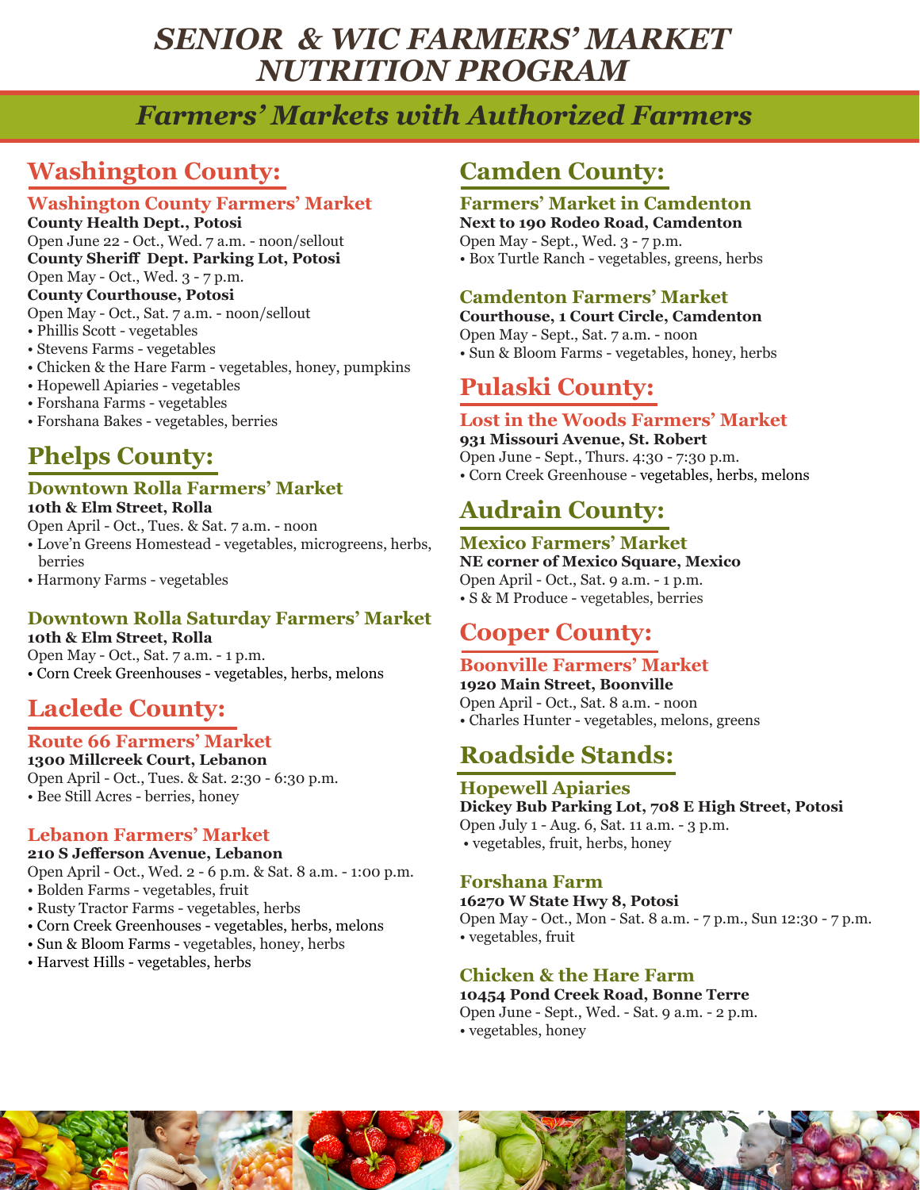# SENIOR & WIC FARMERS' MARKET NUTRITION PROGRAM

## *Farmers' Markets with Authorized Farmers*

## Washington County:

### Washington County Farmers' Market

**County Health Dept., Potosi**
Open June 22 - Oct., Wed. 7 a.m. - noon/sellout
**County Sheriff Dept. Parking Lot, Potosi**
Open May - Oct., Wed. 3 - 7 p.m.
**County Courthouse, Potosi**
Open May - Oct., Sat. 7 a.m. - noon/sellout

- Phillis Scott - vegetables
- Stevens Farms - vegetables
- Chicken & the Hare Farm - vegetables, honey, pumpkins
- Hopewell Apiaries - vegetables
- Forshana Farms - vegetables
- Forshana Bakes - vegetables, berries

## Phelps County:

### Downtown Rolla Farmers' Market

**10th & Elm Street, Rolla**
Open April - Oct., Tues. & Sat. 7 a.m. - noon

- Love'n Greens Homestead - vegetables, microgreens, herbs, berries
- Harmony Farms - vegetables

### Downtown Rolla Saturday Farmers' Market

**10th & Elm Street, Rolla**
Open May - Oct., Sat. 7 a.m. - 1 p.m.

- Corn Creek Greenhouses - vegetables, herbs, melons

## Laclede County:

### Route 66 Farmers' Market

**1300 Millcreek Court, Lebanon**
Open April - Oct., Tues. & Sat. 2:30 - 6:30 p.m.

- Bee Still Acres - berries, honey

### Lebanon Farmers' Market

**210 S Jefferson Avenue, Lebanon**
Open April - Oct., Wed. 2 - 6 p.m. & Sat. 8 a.m. - 1:00 p.m.

- Bolden Farms - vegetables, fruit
- Rusty Tractor Farms - vegetables, herbs
- Corn Creek Greenhouses - vegetables, herbs, melons
- Sun & Bloom Farms - vegetables, honey, herbs
- Harvest Hills - vegetables, herbs

## Camden County:

### Farmers' Market in Camdenton

**Next to 190 Rodeo Road, Camdenton**
Open May - Sept., Wed. 3 - 7 p.m.

- Box Turtle Ranch - vegetables, greens, herbs

### Camdenton Farmers' Market

**Courthouse, 1 Court Circle, Camdenton**
Open May - Sept., Sat. 7 a.m. - noon

- Sun & Bloom Farms - vegetables, honey, herbs

## Pulaski County:

### Lost in the Woods Farmers' Market

**931 Missouri Avenue, St. Robert**
Open June - Sept., Thurs. 4:30 - 7:30 p.m.

- Corn Creek Greenhouse - vegetables, herbs, melons

## Audrain County:

### Mexico Farmers' Market

**NE corner of Mexico Square, Mexico**
Open April - Oct., Sat. 9 a.m. - 1 p.m.

- S & M Produce - vegetables, berries

## Cooper County:

### Boonville Farmers' Market

**1920 Main Street, Boonville**
Open April - Oct., Sat. 8 a.m. - noon

- Charles Hunter - vegetables, melons, greens

## Roadside Stands:

### Hopewell Apiaries

**Dickey Bub Parking Lot, 708 E High Street, Potosi**
Open July 1 - Aug. 6, Sat. 11 a.m. - 3 p.m.

- vegetables, fruit, herbs, honey

### Forshana Farm

**16270 W State Hwy 8, Potosi**
Open May - Oct., Mon - Sat. 8 a.m. - 7 p.m., Sun 12:30 - 7 p.m.

- vegetables, fruit

### Chicken & the Hare Farm

**10454 Pond Creek Road, Bonne Terre**
Open June - Sept., Wed. - Sat. 9 a.m. - 2 p.m.

- vegetables, honey